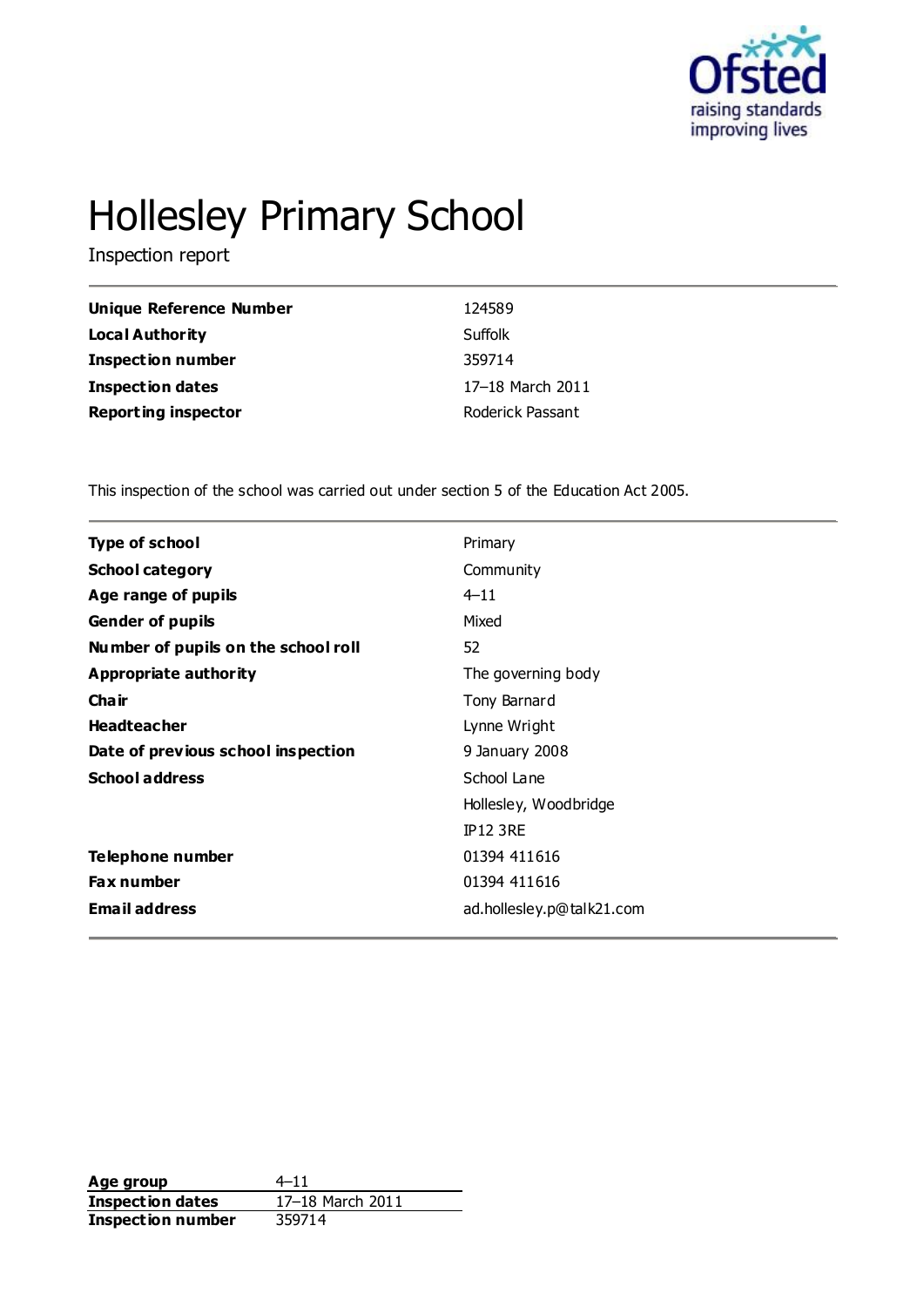# Hollesley Primary School

Inspection report

| | |
|---|---|
| **Unique Reference Number** | 124589 |
| **Local Authority** | Suffolk |
| **Inspection number** | 359714 |
| **Inspection dates** | 17–18 March 2011 |
| **Reporting inspector** | Roderick Passant |

This inspection of the school was carried out under section 5 of the Education Act 2005.

| | |
|---|---|
| **Type of school** | Primary |
| **School category** | Community |
| **Age range of pupils** | 4–11 |
| **Gender of pupils** | Mixed |
| **Number of pupils on the school roll** | 52 |
| **Appropriate authority** | The governing body |
| **Chair** | Tony Barnard |
| **Headteacher** | Lynne Wright |
| **Date of previous school inspection** | 9 January 2008 |
| **School address** | School Lane<br>Hollesley, Woodbridge<br>IP12 3RE |
| **Telephone number** | 01394 411616 |
| **Fax number** | 01394 411616 |
| **Email address** | ad.hollesley.p@talk21.com |

| | |
|---|---|
| **Age group** | 4–11 |
| **Inspection dates** | 17–18 March 2011 |
| **Inspection number** | 359714 |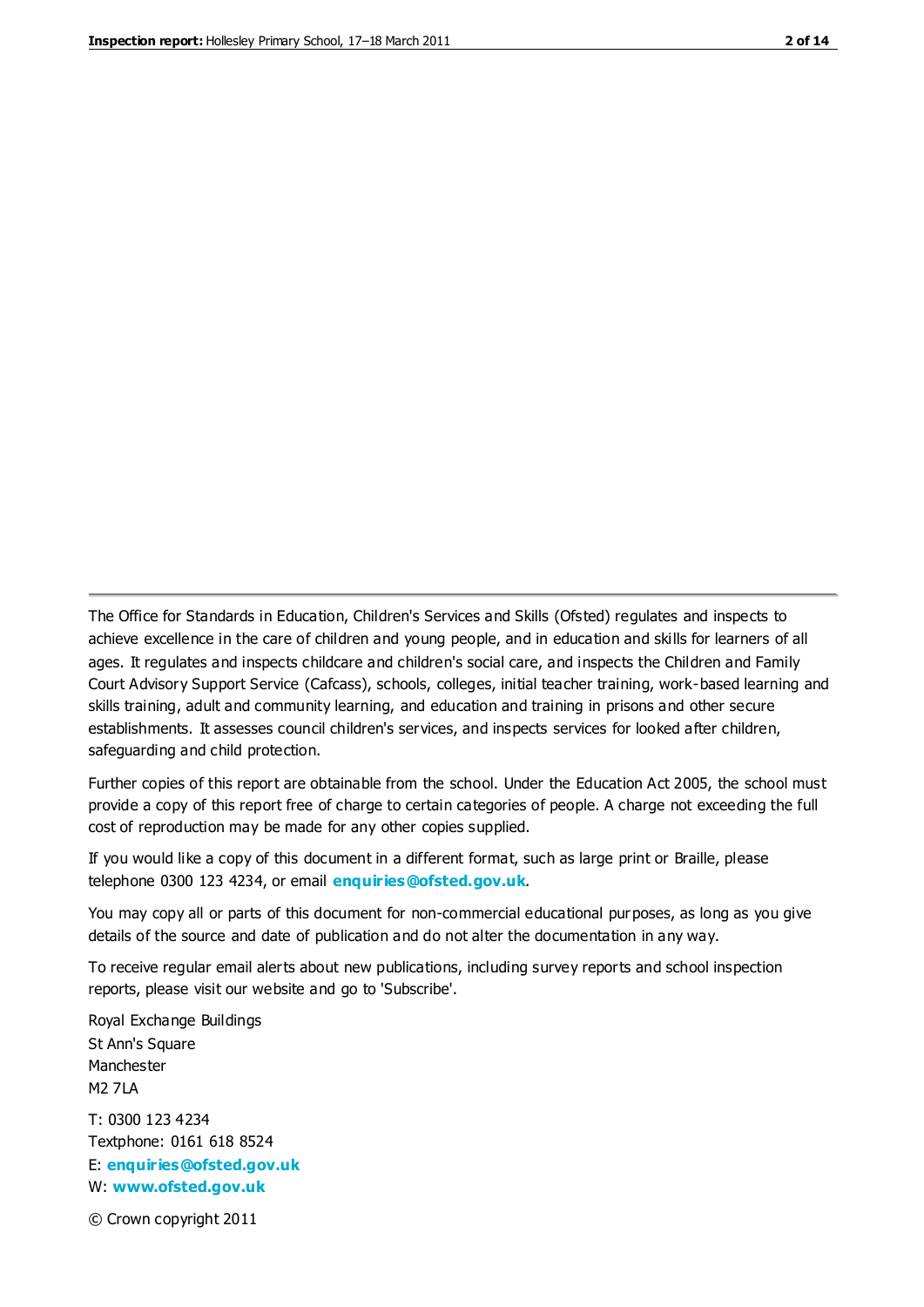The Office for Standards in Education, Children's Services and Skills (Ofsted) regulates and inspects to achieve excellence in the care of children and young people, and in education and skills for learners of all ages. It regulates and inspects childcare and children's social care, and inspects the Children and Family Court Advisory Support Service (Cafcass), schools, colleges, initial teacher training, work-based learning and skills training, adult and community learning, and education and training in prisons and other secure establishments. It assesses council children's services, and inspects services for looked after children, safeguarding and child protection.

Further copies of this report are obtainable from the school. Under the Education Act 2005, the school must provide a copy of this report free of charge to certain categories of people. A charge not exceeding the full cost of reproduction may be made for any other copies supplied.

If you would like a copy of this document in a different format, such as large print or Braille, please telephone 0300 123 4234, or email **enquiries@ofsted.gov.uk**.

You may copy all or parts of this document for non-commercial educational purposes, as long as you give details of the source and date of publication and do not alter the documentation in any way.

To receive regular email alerts about new publications, including survey reports and school inspection reports, please visit our website and go to 'Subscribe'.

Royal Exchange Buildings
St Ann's Square
Manchester
M2 7LA

T: 0300 123 4234
Textphone: 0161 618 8524
E: **enquiries@ofsted.gov.uk**
W: **www.ofsted.gov.uk**

© Crown copyright 2011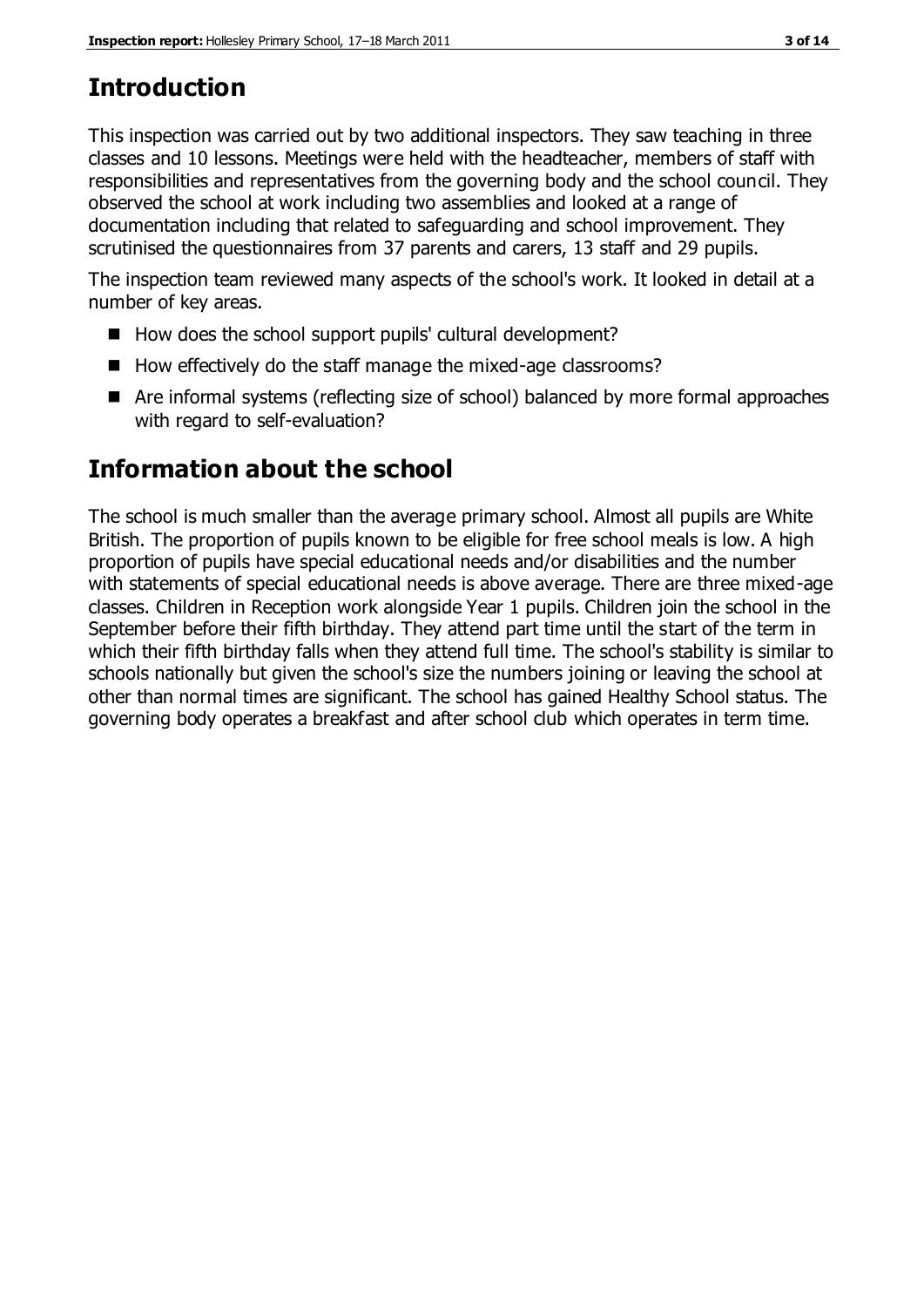## Introduction

This inspection was carried out by two additional inspectors. They saw teaching in three classes and 10 lessons. Meetings were held with the headteacher, members of staff with responsibilities and representatives from the governing body and the school council. They observed the school at work including two assemblies and looked at a range of documentation including that related to safeguarding and school improvement. They scrutinised the questionnaires from 37 parents and carers, 13 staff and 29 pupils.

The inspection team reviewed many aspects of the school's work. It looked in detail at a number of key areas.

- How does the school support pupils' cultural development?
- How effectively do the staff manage the mixed-age classrooms?
- Are informal systems (reflecting size of school) balanced by more formal approaches with regard to self-evaluation?

## Information about the school

The school is much smaller than the average primary school. Almost all pupils are White British. The proportion of pupils known to be eligible for free school meals is low. A high proportion of pupils have special educational needs and/or disabilities and the number with statements of special educational needs is above average. There are three mixed-age classes. Children in Reception work alongside Year 1 pupils. Children join the school in the September before their fifth birthday. They attend part time until the start of the term in which their fifth birthday falls when they attend full time. The school's stability is similar to schools nationally but given the school's size the numbers joining or leaving the school at other than normal times are significant. The school has gained Healthy School status. The governing body operates a breakfast and after school club which operates in term time.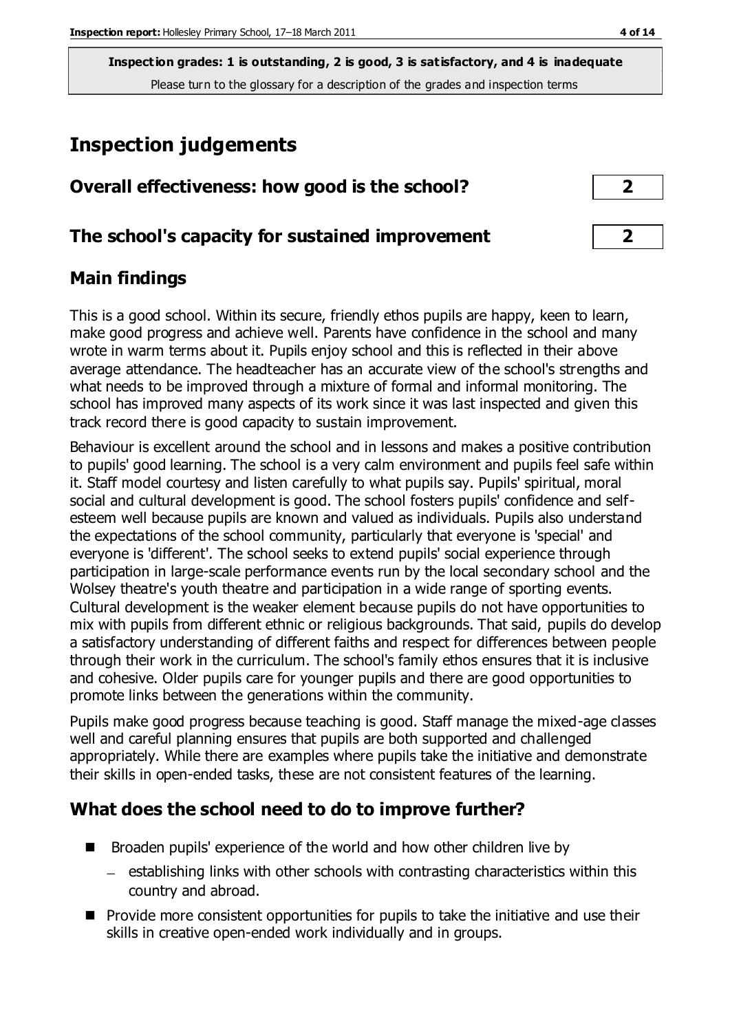**Inspection grades: 1 is outstanding, 2 is good, 3 is satisfactory, and 4 is inadequate**
Please turn to the glossary for a description of the grades and inspection terms

# Inspection judgements

| | |
|---|---|
| **Overall effectiveness: how good is the school?** | **2** |
| **The school's capacity for sustained improvement** | **2** |

## Main findings

This is a good school. Within its secure, friendly ethos pupils are happy, keen to learn, make good progress and achieve well. Parents have confidence in the school and many wrote in warm terms about it. Pupils enjoy school and this is reflected in their above average attendance. The headteacher has an accurate view of the school's strengths and what needs to be improved through a mixture of formal and informal monitoring. The school has improved many aspects of its work since it was last inspected and given this track record there is good capacity to sustain improvement.

Behaviour is excellent around the school and in lessons and makes a positive contribution to pupils' good learning. The school is a very calm environment and pupils feel safe within it. Staff model courtesy and listen carefully to what pupils say. Pupils' spiritual, moral social and cultural development is good. The school fosters pupils' confidence and self-esteem well because pupils are known and valued as individuals. Pupils also understand the expectations of the school community, particularly that everyone is 'special' and everyone is 'different'. The school seeks to extend pupils' social experience through participation in large-scale performance events run by the local secondary school and the Wolsey theatre's youth theatre and participation in a wide range of sporting events. Cultural development is the weaker element because pupils do not have opportunities to mix with pupils from different ethnic or religious backgrounds. That said, pupils do develop a satisfactory understanding of different faiths and respect for differences between people through their work in the curriculum. The school's family ethos ensures that it is inclusive and cohesive. Older pupils care for younger pupils and there are good opportunities to promote links between the generations within the community.

Pupils make good progress because teaching is good. Staff manage the mixed-age classes well and careful planning ensures that pupils are both supported and challenged appropriately. While there are examples where pupils take the initiative and demonstrate their skills in open-ended tasks, these are not consistent features of the learning.

## What does the school need to do to improve further?

- Broaden pupils' experience of the world and how other children live by
  - establishing links with other schools with contrasting characteristics within this country and abroad.
- Provide more consistent opportunities for pupils to take the initiative and use their skills in creative open-ended work individually and in groups.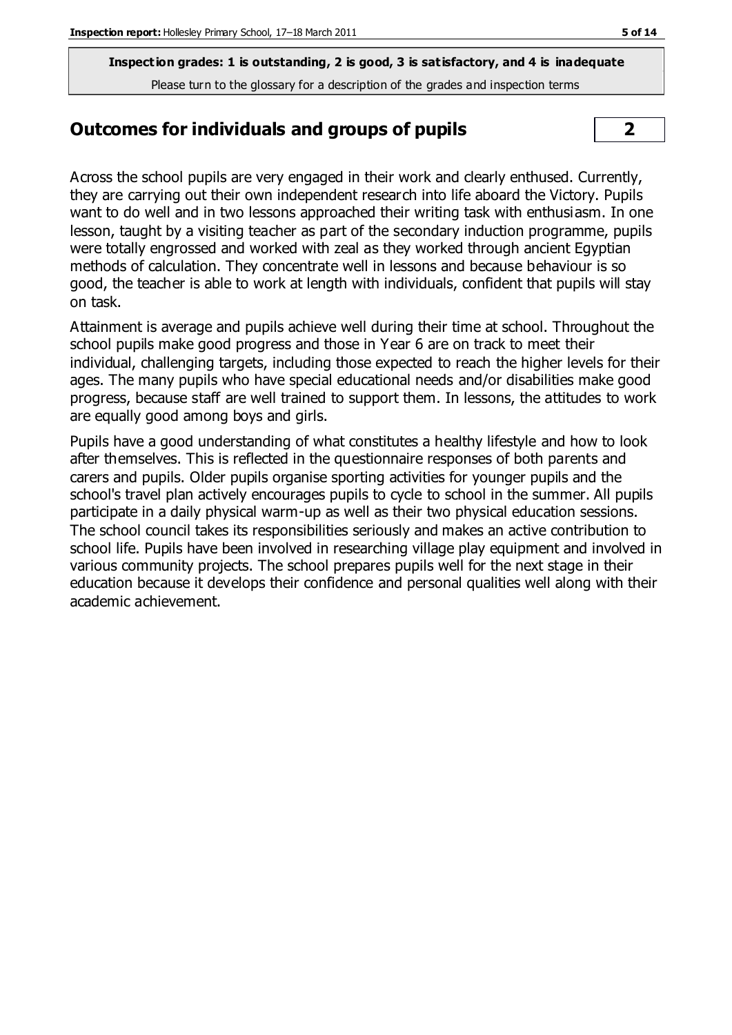**Inspection grades: 1 is outstanding, 2 is good, 3 is satisfactory, and 4 is inadequate**

Please turn to the glossary for a description of the grades and inspection terms

## Outcomes for individuals and groups of pupils — 2

Across the school pupils are very engaged in their work and clearly enthused. Currently, they are carrying out their own independent research into life aboard the Victory. Pupils want to do well and in two lessons approached their writing task with enthusiasm. In one lesson, taught by a visiting teacher as part of the secondary induction programme, pupils were totally engrossed and worked with zeal as they worked through ancient Egyptian methods of calculation. They concentrate well in lessons and because behaviour is so good, the teacher is able to work at length with individuals, confident that pupils will stay on task.

Attainment is average and pupils achieve well during their time at school. Throughout the school pupils make good progress and those in Year 6 are on track to meet their individual, challenging targets, including those expected to reach the higher levels for their ages. The many pupils who have special educational needs and/or disabilities make good progress, because staff are well trained to support them. In lessons, the attitudes to work are equally good among boys and girls.

Pupils have a good understanding of what constitutes a healthy lifestyle and how to look after themselves. This is reflected in the questionnaire responses of both parents and carers and pupils. Older pupils organise sporting activities for younger pupils and the school's travel plan actively encourages pupils to cycle to school in the summer. All pupils participate in a daily physical warm-up as well as their two physical education sessions. The school council takes its responsibilities seriously and makes an active contribution to school life. Pupils have been involved in researching village play equipment and involved in various community projects. The school prepares pupils well for the next stage in their education because it develops their confidence and personal qualities well along with their academic achievement.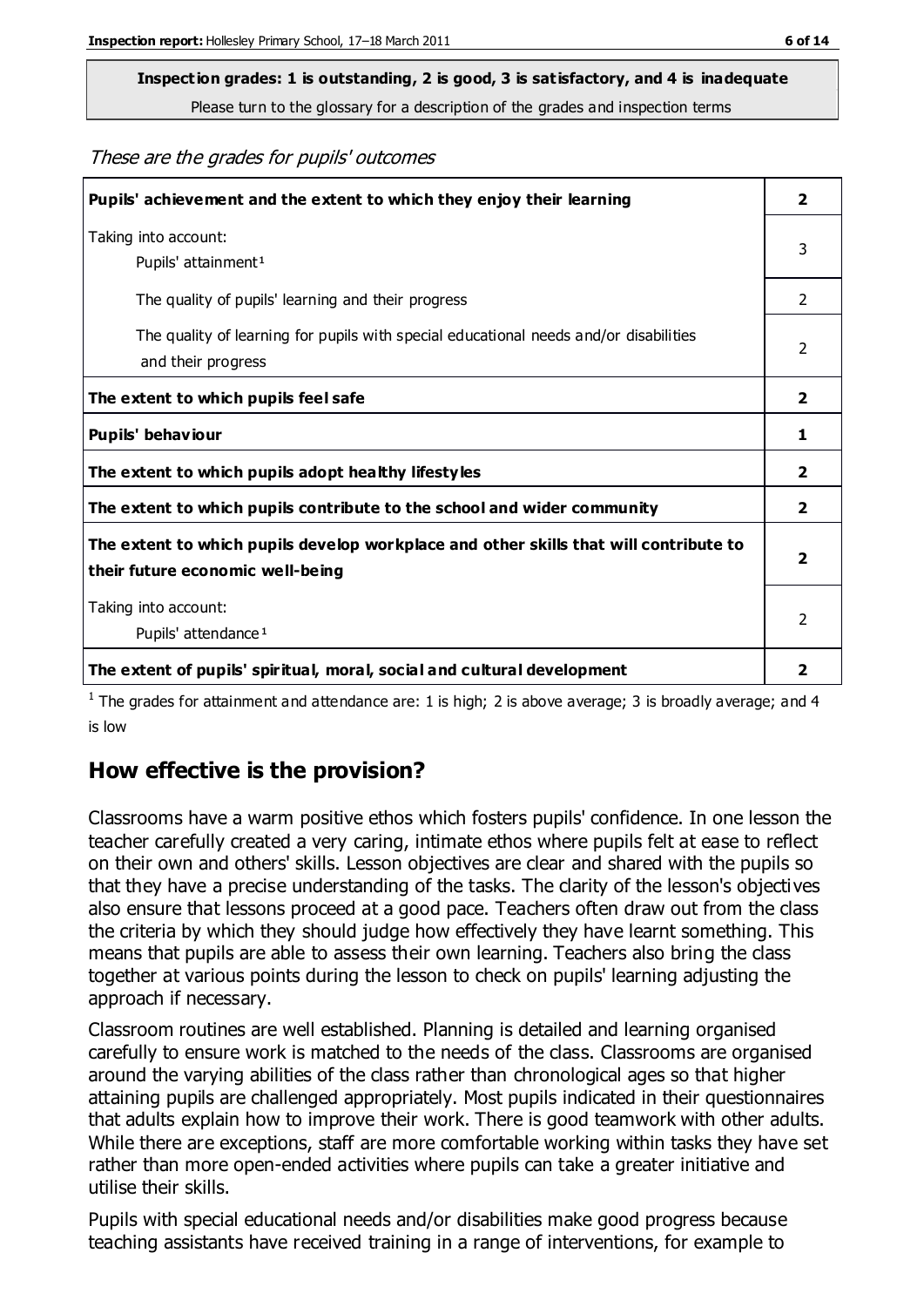**Inspection grades: 1 is outstanding, 2 is good, 3 is satisfactory, and 4 is inadequate**

Please turn to the glossary for a description of the grades and inspection terms

*These are the grades for pupils' outcomes*

| | |
|---|---|
| **Pupils' achievement and the extent to which they enjoy their learning** | **2** |
| Taking into account: Pupils' attainment[1] | 3 |
| The quality of pupils' learning and their progress | 2 |
| The quality of learning for pupils with special educational needs and/or disabilities and their progress | 2 |
| **The extent to which pupils feel safe** | **2** |
| **Pupils' behaviour** | **1** |
| **The extent to which pupils adopt healthy lifestyles** | **2** |
| **The extent to which pupils contribute to the school and wider community** | **2** |
| **The extent to which pupils develop workplace and other skills that will contribute to their future economic well-being** | **2** |
| Taking into account: Pupils' attendance[1] | 2 |
| **The extent of pupils' spiritual, moral, social and cultural development** | **2** |

[1] The grades for attainment and attendance are: 1 is high; 2 is above average; 3 is broadly average; and 4 is low

## How effective is the provision?

Classrooms have a warm positive ethos which fosters pupils' confidence. In one lesson the teacher carefully created a very caring, intimate ethos where pupils felt at ease to reflect on their own and others' skills. Lesson objectives are clear and shared with the pupils so that they have a precise understanding of the tasks. The clarity of the lesson's objectives also ensure that lessons proceed at a good pace. Teachers often draw out from the class the criteria by which they should judge how effectively they have learnt something. This means that pupils are able to assess their own learning. Teachers also bring the class together at various points during the lesson to check on pupils' learning adjusting the approach if necessary.

Classroom routines are well established. Planning is detailed and learning organised carefully to ensure work is matched to the needs of the class. Classrooms are organised around the varying abilities of the class rather than chronological ages so that higher attaining pupils are challenged appropriately. Most pupils indicated in their questionnaires that adults explain how to improve their work. There is good teamwork with other adults. While there are exceptions, staff are more comfortable working within tasks they have set rather than more open-ended activities where pupils can take a greater initiative and utilise their skills.

Pupils with special educational needs and/or disabilities make good progress because teaching assistants have received training in a range of interventions, for example to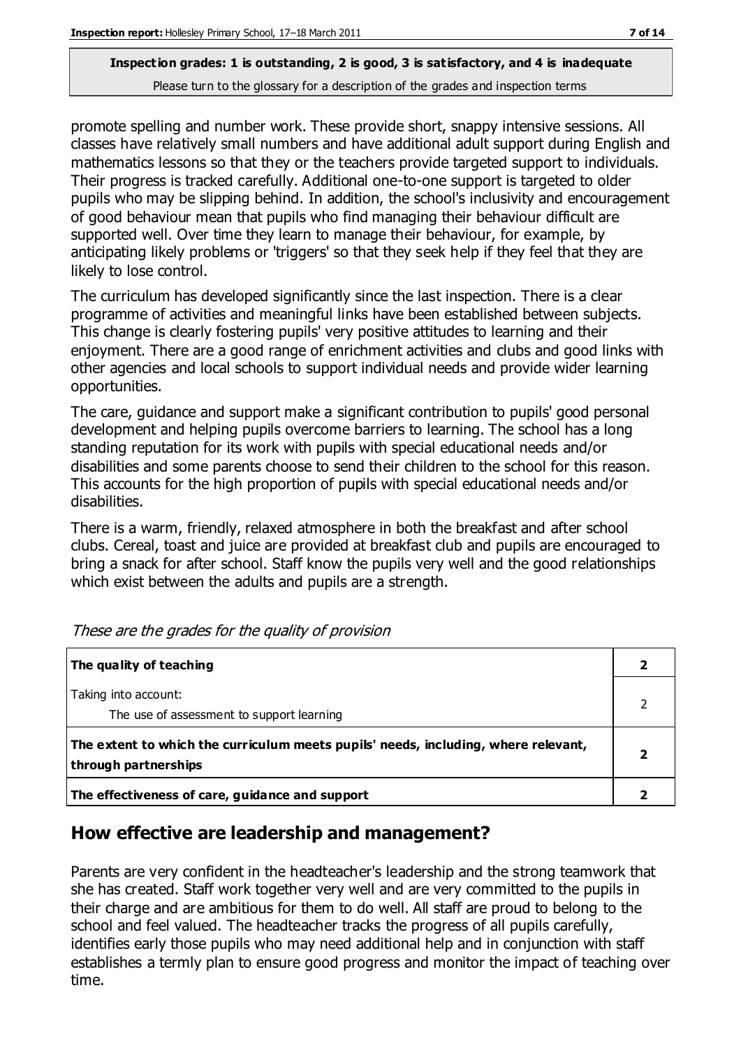**Inspection grades: 1 is outstanding, 2 is good, 3 is satisfactory, and 4 is inadequate**
Please turn to the glossary for a description of the grades and inspection terms

promote spelling and number work. These provide short, snappy intensive sessions. All classes have relatively small numbers and have additional adult support during English and mathematics lessons so that they or the teachers provide targeted support to individuals. Their progress is tracked carefully. Additional one-to-one support is targeted to older pupils who may be slipping behind. In addition, the school's inclusivity and encouragement of good behaviour mean that pupils who find managing their behaviour difficult are supported well. Over time they learn to manage their behaviour, for example, by anticipating likely problems or 'triggers' so that they seek help if they feel that they are likely to lose control.

The curriculum has developed significantly since the last inspection. There is a clear programme of activities and meaningful links have been established between subjects. This change is clearly fostering pupils' very positive attitudes to learning and their enjoyment. There are a good range of enrichment activities and clubs and good links with other agencies and local schools to support individual needs and provide wider learning opportunities.

The care, guidance and support make a significant contribution to pupils' good personal development and helping pupils overcome barriers to learning. The school has a long standing reputation for its work with pupils with special educational needs and/or disabilities and some parents choose to send their children to the school for this reason. This accounts for the high proportion of pupils with special educational needs and/or disabilities.

There is a warm, friendly, relaxed atmosphere in both the breakfast and after school clubs. Cereal, toast and juice are provided at breakfast club and pupils are encouraged to bring a snack for after school. Staff know the pupils very well and the good relationships which exist between the adults and pupils are a strength.

*These are the grades for the quality of provision*

| | |
|---|---|
| **The quality of teaching** | **2** |
| Taking into account: The use of assessment to support learning | 2 |
| **The extent to which the curriculum meets pupils' needs, including, where relevant, through partnerships** | **2** |
| **The effectiveness of care, guidance and support** | **2** |

## How effective are leadership and management?

Parents are very confident in the headteacher's leadership and the strong teamwork that she has created. Staff work together very well and are very committed to the pupils in their charge and are ambitious for them to do well. All staff are proud to belong to the school and feel valued. The headteacher tracks the progress of all pupils carefully, identifies early those pupils who may need additional help and in conjunction with staff establishes a termly plan to ensure good progress and monitor the impact of teaching over time.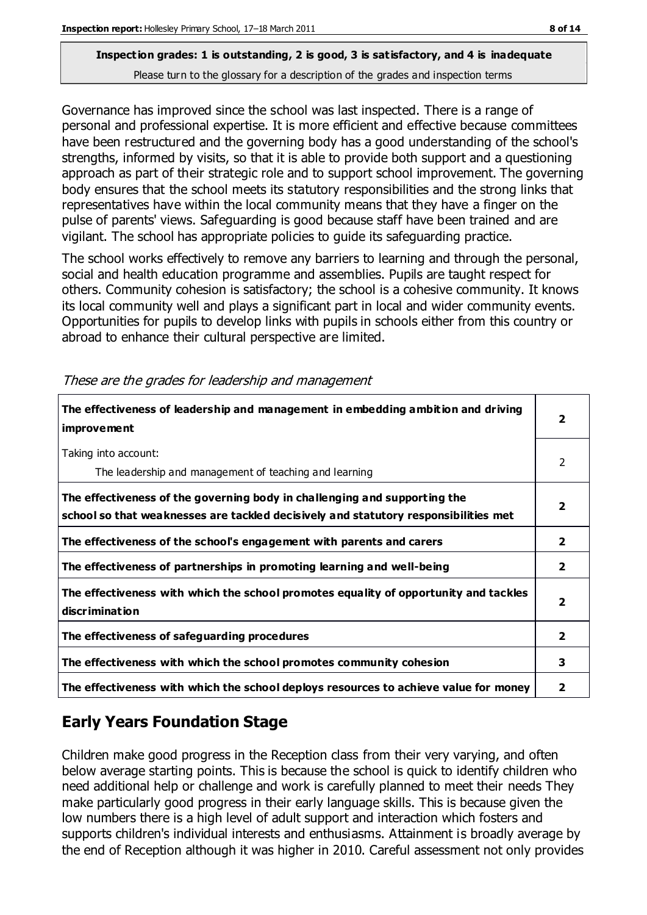**Inspection grades: 1 is outstanding, 2 is good, 3 is satisfactory, and 4 is inadequate**
Please turn to the glossary for a description of the grades and inspection terms

Governance has improved since the school was last inspected. There is a range of personal and professional expertise. It is more efficient and effective because committees have been restructured and the governing body has a good understanding of the school's strengths, informed by visits, so that it is able to provide both support and a questioning approach as part of their strategic role and to support school improvement. The governing body ensures that the school meets its statutory responsibilities and the strong links that representatives have within the local community means that they have a finger on the pulse of parents' views. Safeguarding is good because staff have been trained and are vigilant. The school has appropriate policies to guide its safeguarding practice.

The school works effectively to remove any barriers to learning and through the personal, social and health education programme and assemblies. Pupils are taught respect for others. Community cohesion is satisfactory; the school is a cohesive community. It knows its local community well and plays a significant part in local and wider community events. Opportunities for pupils to develop links with pupils in schools either from this country or abroad to enhance their cultural perspective are limited.

*These are the grades for leadership and management*

| | |
|---|---|
| **The effectiveness of leadership and management in embedding ambition and driving improvement** | **2** |
| Taking into account: The leadership and management of teaching and learning | 2 |
| **The effectiveness of the governing body in challenging and supporting the school so that weaknesses are tackled decisively and statutory responsibilities met** | **2** |
| **The effectiveness of the school's engagement with parents and carers** | **2** |
| **The effectiveness of partnerships in promoting learning and well-being** | **2** |
| **The effectiveness with which the school promotes equality of opportunity and tackles discrimination** | **2** |
| **The effectiveness of safeguarding procedures** | **2** |
| **The effectiveness with which the school promotes community cohesion** | **3** |
| **The effectiveness with which the school deploys resources to achieve value for money** | **2** |

## Early Years Foundation Stage

Children make good progress in the Reception class from their very varying, and often below average starting points. This is because the school is quick to identify children who need additional help or challenge and work is carefully planned to meet their needs They make particularly good progress in their early language skills. This is because given the low numbers there is a high level of adult support and interaction which fosters and supports children's individual interests and enthusiasms. Attainment is broadly average by the end of Reception although it was higher in 2010. Careful assessment not only provides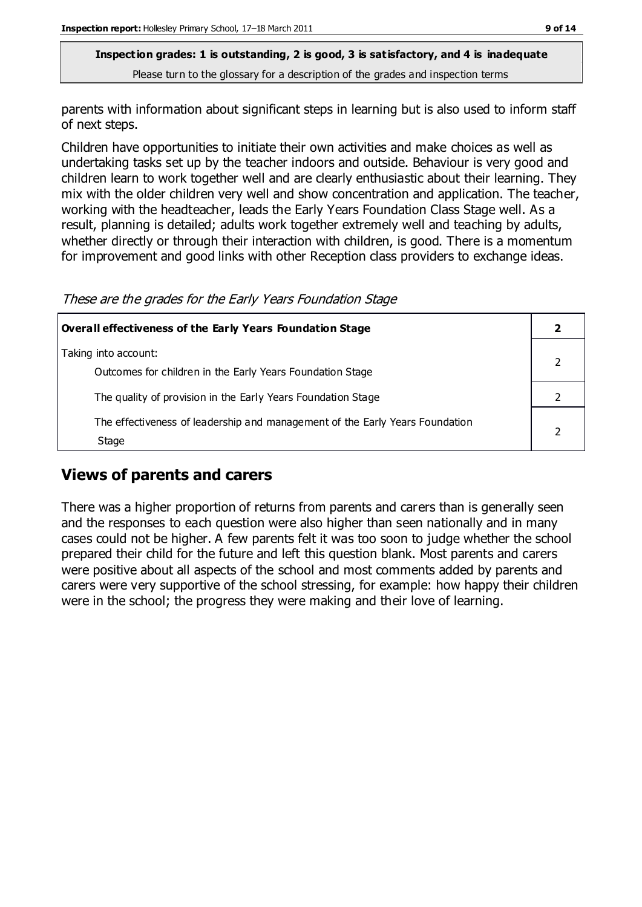**Inspection grades: 1 is outstanding, 2 is good, 3 is satisfactory, and 4 is inadequate**
Please turn to the glossary for a description of the grades and inspection terms

parents with information about significant steps in learning but is also used to inform staff of next steps.

Children have opportunities to initiate their own activities and make choices as well as undertaking tasks set up by the teacher indoors and outside. Behaviour is very good and children learn to work together well and are clearly enthusiastic about their learning. They mix with the older children very well and show concentration and application. The teacher, working with the headteacher, leads the Early Years Foundation Class Stage well. As a result, planning is detailed; adults work together extremely well and teaching by adults, whether directly or through their interaction with children, is good. There is a momentum for improvement and good links with other Reception class providers to exchange ideas.

*These are the grades for the Early Years Foundation Stage*

| **Overall effectiveness of the Early Years Foundation Stage** | **2** |
|---|---|
| Taking into account: Outcomes for children in the Early Years Foundation Stage | 2 |
| The quality of provision in the Early Years Foundation Stage | 2 |
| The effectiveness of leadership and management of the Early Years Foundation Stage | 2 |

## Views of parents and carers

There was a higher proportion of returns from parents and carers than is generally seen and the responses to each question were also higher than seen nationally and in many cases could not be higher. A few parents felt it was too soon to judge whether the school prepared their child for the future and left this question blank. Most parents and carers were positive about all aspects of the school and most comments added by parents and carers were very supportive of the school stressing, for example: how happy their children were in the school; the progress they were making and their love of learning.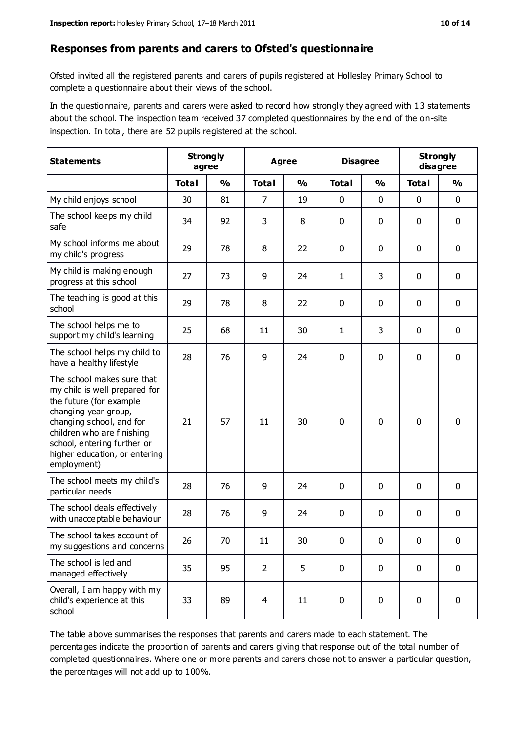## Responses from parents and carers to Ofsted's questionnaire

Ofsted invited all the registered parents and carers of pupils registered at Hollesley Primary School to complete a questionnaire about their views of the school.

In the questionnaire, parents and carers were asked to record how strongly they agreed with 13 statements about the school. The inspection team received 37 completed questionnaires by the end of the on-site inspection. In total, there are 52 pupils registered at the school.

| Statements | Strongly agree | | Agree | | Disagree | | Strongly disagree | |
|---|---|---|---|---|---|---|---|---|
| | **Total** | **%** | **Total** | **%** | **Total** | **%** | **Total** | **%** |
| My child enjoys school | 30 | 81 | 7 | 19 | 0 | 0 | 0 | 0 |
| The school keeps my child safe | 34 | 92 | 3 | 8 | 0 | 0 | 0 | 0 |
| My school informs me about my child's progress | 29 | 78 | 8 | 22 | 0 | 0 | 0 | 0 |
| My child is making enough progress at this school | 27 | 73 | 9 | 24 | 1 | 3 | 0 | 0 |
| The teaching is good at this school | 29 | 78 | 8 | 22 | 0 | 0 | 0 | 0 |
| The school helps me to support my child's learning | 25 | 68 | 11 | 30 | 1 | 3 | 0 | 0 |
| The school helps my child to have a healthy lifestyle | 28 | 76 | 9 | 24 | 0 | 0 | 0 | 0 |
| The school makes sure that my child is well prepared for the future (for example changing year group, changing school, and for children who are finishing school, entering further or higher education, or entering employment) | 21 | 57 | 11 | 30 | 0 | 0 | 0 | 0 |
| The school meets my child's particular needs | 28 | 76 | 9 | 24 | 0 | 0 | 0 | 0 |
| The school deals effectively with unacceptable behaviour | 28 | 76 | 9 | 24 | 0 | 0 | 0 | 0 |
| The school takes account of my suggestions and concerns | 26 | 70 | 11 | 30 | 0 | 0 | 0 | 0 |
| The school is led and managed effectively | 35 | 95 | 2 | 5 | 0 | 0 | 0 | 0 |
| Overall, I am happy with my child's experience at this school | 33 | 89 | 4 | 11 | 0 | 0 | 0 | 0 |

The table above summarises the responses that parents and carers made to each statement. The percentages indicate the proportion of parents and carers giving that response out of the total number of completed questionnaires. Where one or more parents and carers chose not to answer a particular question, the percentages will not add up to 100%.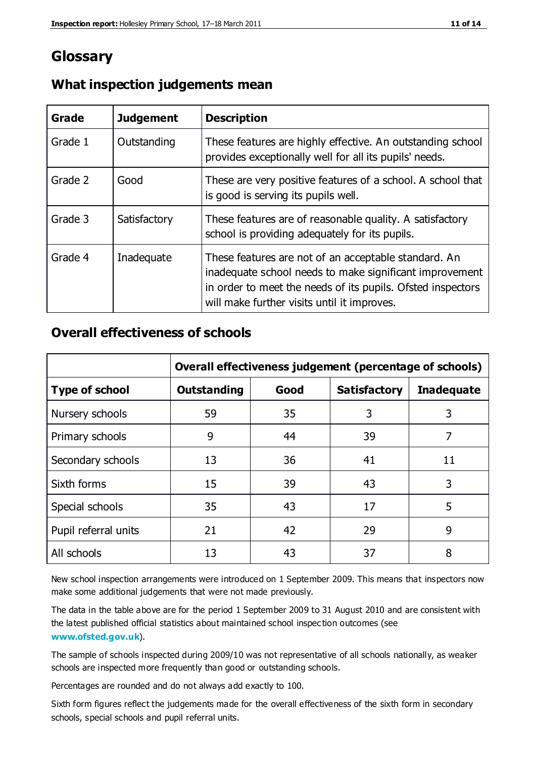# Glossary

## What inspection judgements mean

| Grade | Judgement | Description |
|---|---|---|
| Grade 1 | Outstanding | These features are highly effective. An outstanding school provides exceptionally well for all its pupils' needs. |
| Grade 2 | Good | These are very positive features of a school. A school that is good is serving its pupils well. |
| Grade 3 | Satisfactory | These features are of reasonable quality. A satisfactory school is providing adequately for its pupils. |
| Grade 4 | Inadequate | These features are not of an acceptable standard. An inadequate school needs to make significant improvement in order to meet the needs of its pupils. Ofsted inspectors will make further visits until it improves. |

## Overall effectiveness of schools

| | Overall effectiveness judgement (percentage of schools) | | | |
|---|---|---|---|---|
| **Type of school** | **Outstanding** | **Good** | **Satisfactory** | **Inadequate** |
| Nursery schools | 59 | 35 | 3 | 3 |
| Primary schools | 9 | 44 | 39 | 7 |
| Secondary schools | 13 | 36 | 41 | 11 |
| Sixth forms | 15 | 39 | 43 | 3 |
| Special schools | 35 | 43 | 17 | 5 |
| Pupil referral units | 21 | 42 | 29 | 9 |
| All schools | 13 | 43 | 37 | 8 |

New school inspection arrangements were introduced on 1 September 2009. This means that inspectors now make some additional judgements that were not made previously.

The data in the table above are for the period 1 September 2009 to 31 August 2010 and are consistent with the latest published official statistics about maintained school inspection outcomes (see **www.ofsted.gov.uk**).

The sample of schools inspected during 2009/10 was not representative of all schools nationally, as weaker schools are inspected more frequently than good or outstanding schools.

Percentages are rounded and do not always add exactly to 100.

Sixth form figures reflect the judgements made for the overall effectiveness of the sixth form in secondary schools, special schools and pupil referral units.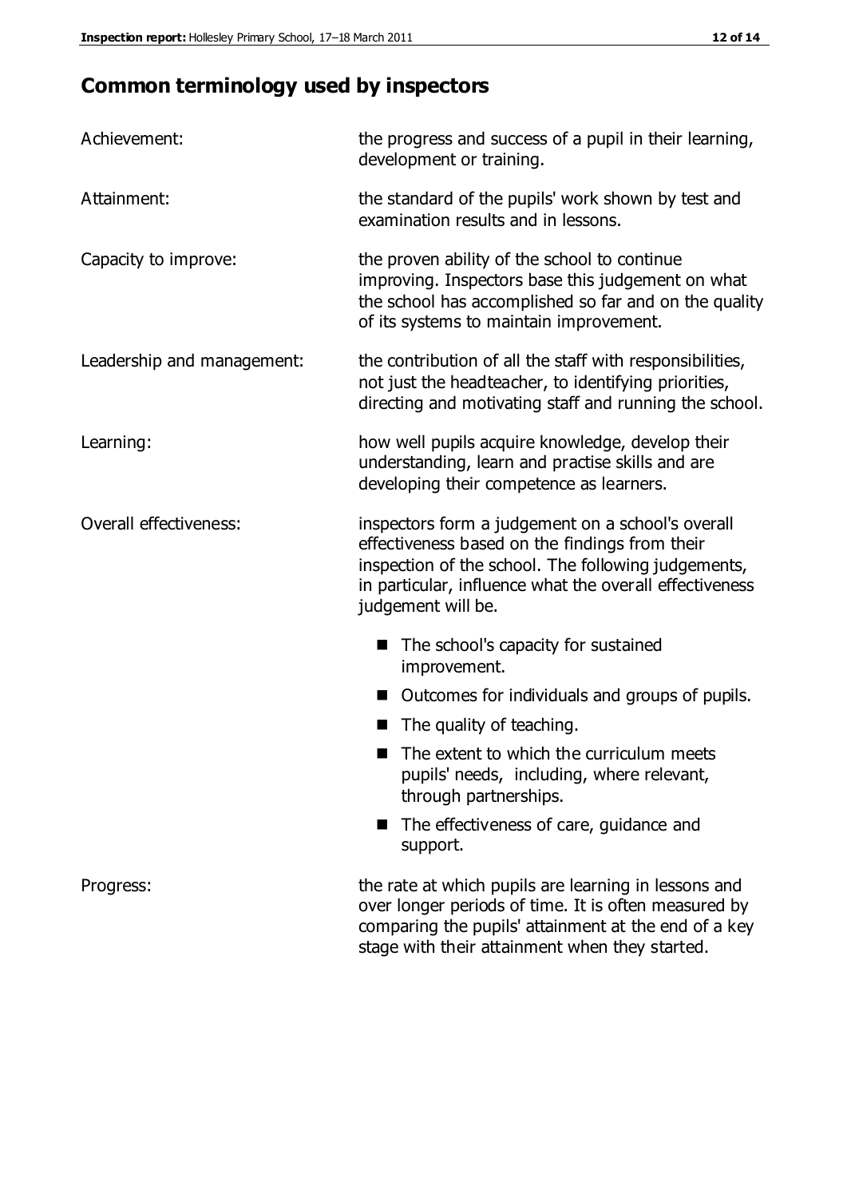## Common terminology used by inspectors

| | |
|---|---|
| Achievement: | the progress and success of a pupil in their learning, development or training. |
| Attainment: | the standard of the pupils' work shown by test and examination results and in lessons. |
| Capacity to improve: | the proven ability of the school to continue improving. Inspectors base this judgement on what the school has accomplished so far and on the quality of its systems to maintain improvement. |
| Leadership and management: | the contribution of all the staff with responsibilities, not just the headteacher, to identifying priorities, directing and motivating staff and running the school. |
| Learning: | how well pupils acquire knowledge, develop their understanding, learn and practise skills and are developing their competence as learners. |
| Overall effectiveness: | inspectors form a judgement on a school's overall effectiveness based on the findings from their inspection of the school. The following judgements, in particular, influence what the overall effectiveness judgement will be.<br>■ The school's capacity for sustained improvement.<br>■ Outcomes for individuals and groups of pupils.<br>■ The quality of teaching.<br>■ The extent to which the curriculum meets pupils' needs, including, where relevant, through partnerships.<br>■ The effectiveness of care, guidance and support. |
| Progress: | the rate at which pupils are learning in lessons and over longer periods of time. It is often measured by comparing the pupils' attainment at the end of a key stage with their attainment when they started. |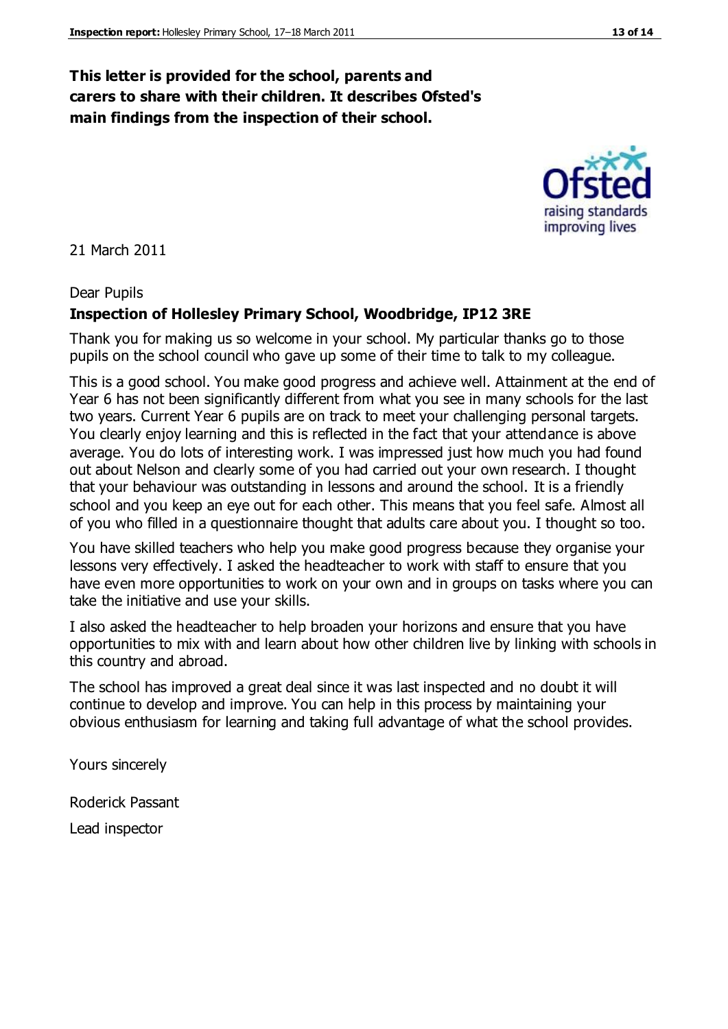**This letter is provided for the school, parents and carers to share with their children. It describes Ofsted's main findings from the inspection of their school.**

21 March 2011

Dear Pupils

**Inspection of Hollesley Primary School, Woodbridge, IP12 3RE**

Thank you for making us so welcome in your school. My particular thanks go to those pupils on the school council who gave up some of their time to talk to my colleague.

This is a good school. You make good progress and achieve well. Attainment at the end of Year 6 has not been significantly different from what you see in many schools for the last two years. Current Year 6 pupils are on track to meet your challenging personal targets. You clearly enjoy learning and this is reflected in the fact that your attendance is above average. You do lots of interesting work. I was impressed just how much you had found out about Nelson and clearly some of you had carried out your own research. I thought that your behaviour was outstanding in lessons and around the school. It is a friendly school and you keep an eye out for each other. This means that you feel safe. Almost all of you who filled in a questionnaire thought that adults care about you. I thought so too.

You have skilled teachers who help you make good progress because they organise your lessons very effectively. I asked the headteacher to work with staff to ensure that you have even more opportunities to work on your own and in groups on tasks where you can take the initiative and use your skills.

I also asked the headteacher to help broaden your horizons and ensure that you have opportunities to mix with and learn about how other children live by linking with schools in this country and abroad.

The school has improved a great deal since it was last inspected and no doubt it will continue to develop and improve. You can help in this process by maintaining your obvious enthusiasm for learning and taking full advantage of what the school provides.

Yours sincerely

Roderick Passant

Lead inspector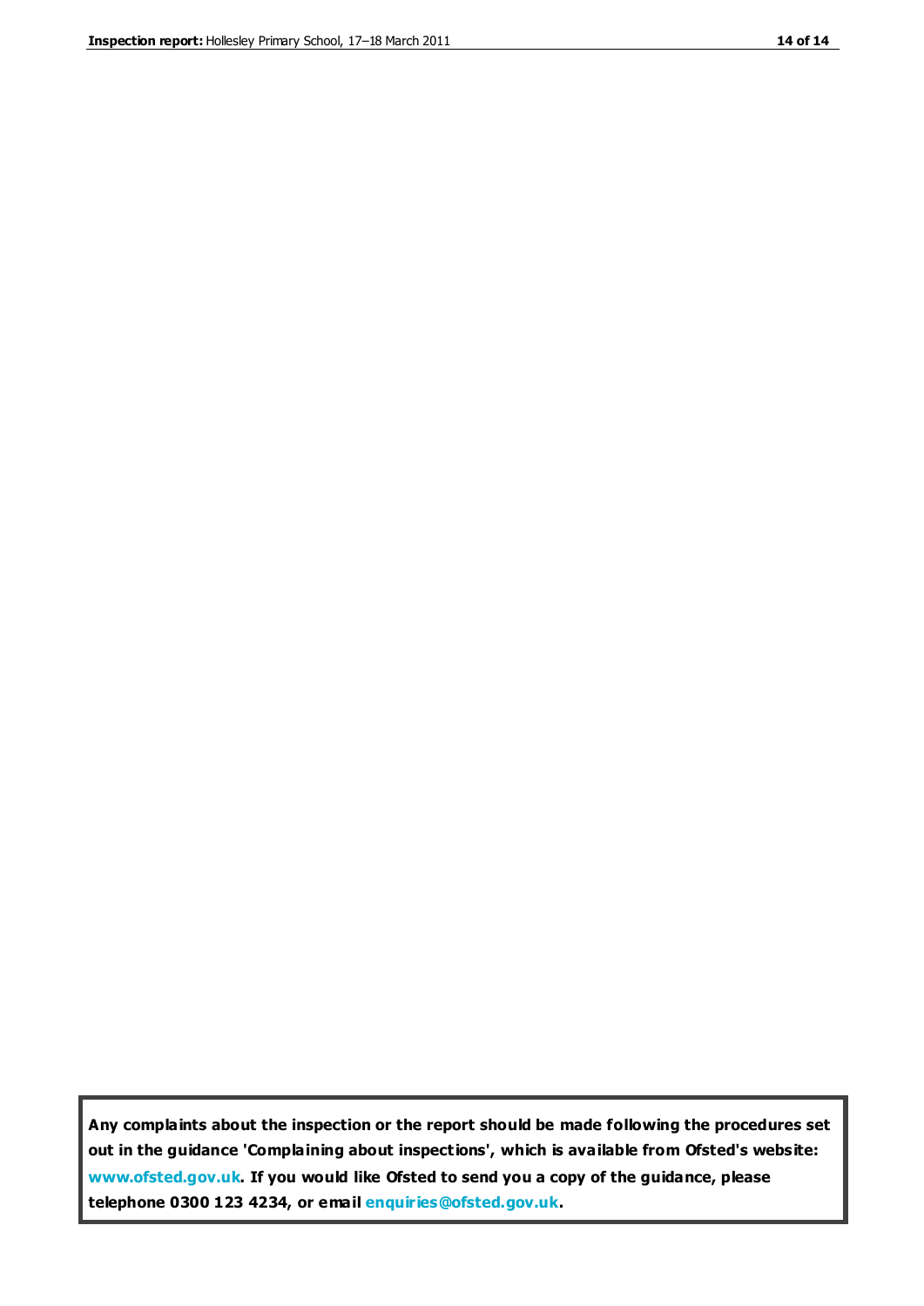**Any complaints about the inspection or the report should be made following the procedures set out in the guidance 'Complaining about inspections', which is available from Ofsted's website: www.ofsted.gov.uk. If you would like Ofsted to send you a copy of the guidance, please telephone 0300 123 4234, or email enquiries@ofsted.gov.uk.**